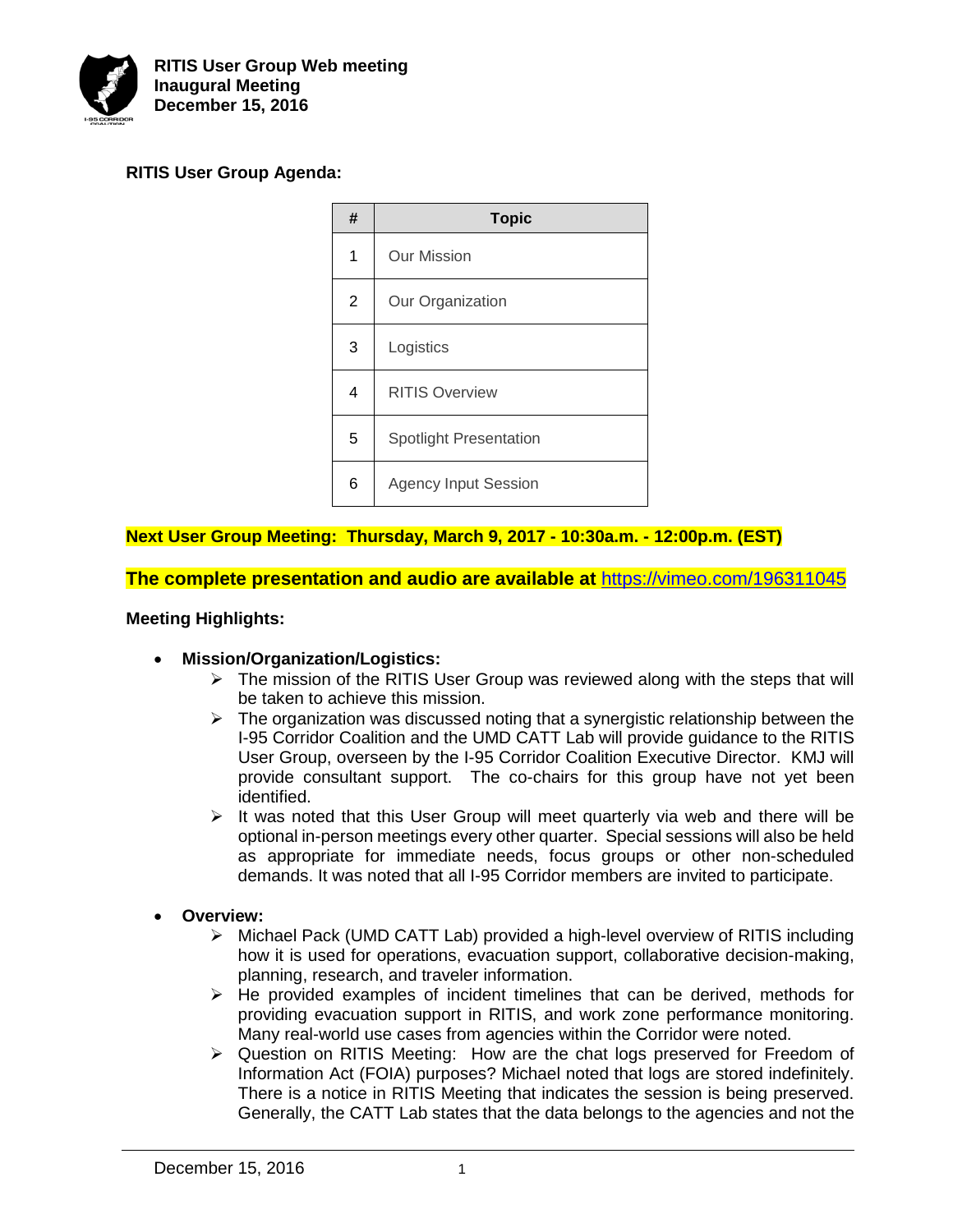**RITIS User Group Web meeting**
**Inaugural Meeting**
**December 15, 2016**

**RITIS User Group Agenda:**

| # | Topic |
|---|---|
| 1 | Our Mission |
| 2 | Our Organization |
| 3 | Logistics |
| 4 | RITIS Overview |
| 5 | Spotlight Presentation |
| 6 | Agency Input Session |

**Next User Group Meeting: Thursday, March 9, 2017 - 10:30a.m. - 12:00p.m. (EST)**

**The complete presentation and audio are available at** https://vimeo.com/196311045

**Meeting Highlights:**

- **Mission/Organization/Logistics:**
  - The mission of the RITIS User Group was reviewed along with the steps that will be taken to achieve this mission.
  - The organization was discussed noting that a synergistic relationship between the I-95 Corridor Coalition and the UMD CATT Lab will provide guidance to the RITIS User Group, overseen by the I-95 Corridor Coalition Executive Director. KMJ will provide consultant support. The co-chairs for this group have not yet been identified.
  - It was noted that this User Group will meet quarterly via web and there will be optional in-person meetings every other quarter. Special sessions will also be held as appropriate for immediate needs, focus groups or other non-scheduled demands. It was noted that all I-95 Corridor members are invited to participate.

- **Overview:**
  - Michael Pack (UMD CATT Lab) provided a high-level overview of RITIS including how it is used for operations, evacuation support, collaborative decision-making, planning, research, and traveler information.
  - He provided examples of incident timelines that can be derived, methods for providing evacuation support in RITIS, and work zone performance monitoring. Many real-world use cases from agencies within the Corridor were noted.
  - Question on RITIS Meeting: How are the chat logs preserved for Freedom of Information Act (FOIA) purposes? Michael noted that logs are stored indefinitely. There is a notice in RITIS Meeting that indicates the session is being preserved. Generally, the CATT Lab states that the data belongs to the agencies and not the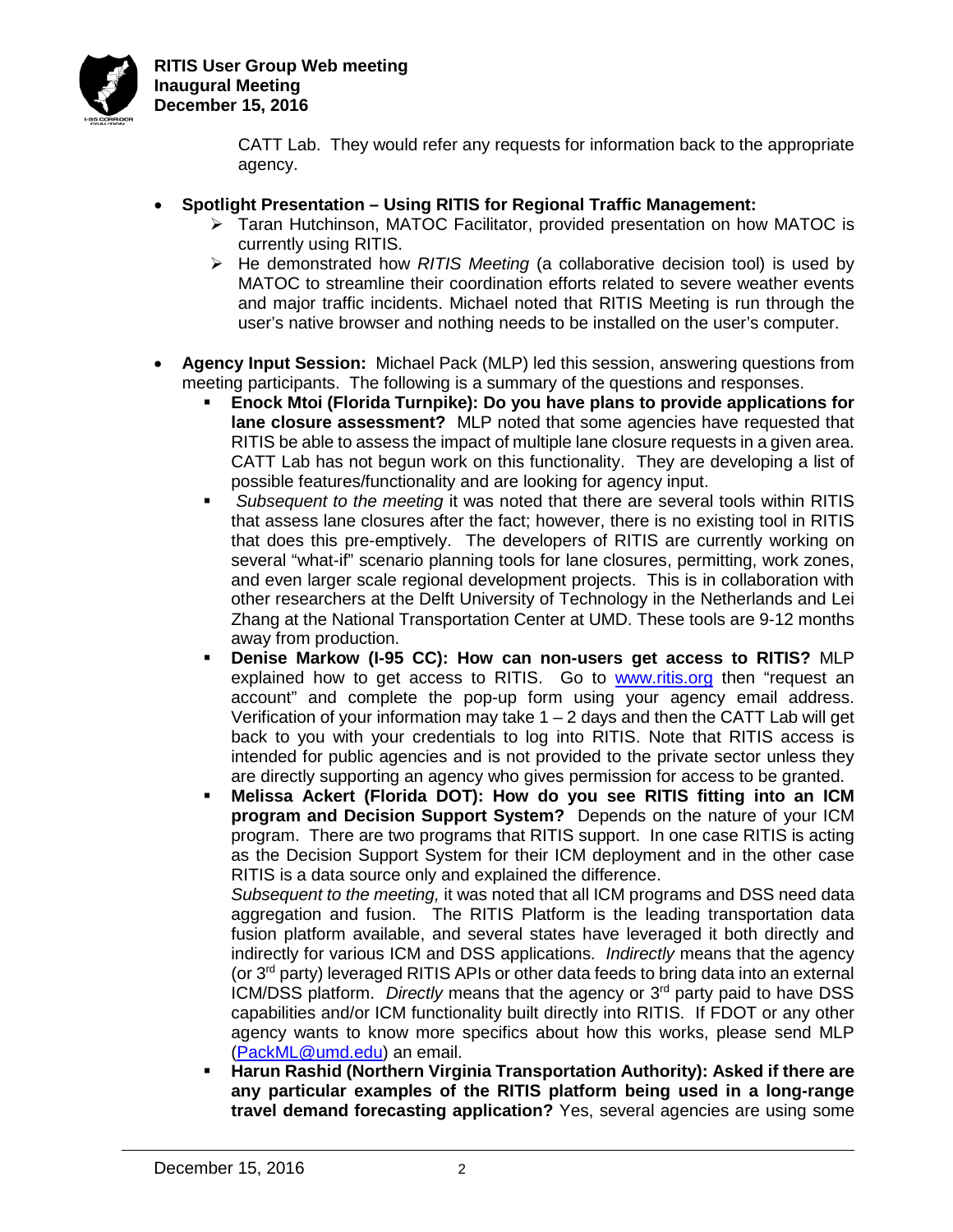CATT Lab. They would refer any requests for information back to the appropriate agency.

- **Spotlight Presentation – Using RITIS for Regional Traffic Management:**
  - Taran Hutchinson, MATOC Facilitator, provided presentation on how MATOC is currently using RITIS.
  - He demonstrated how *RITIS Meeting* (a collaborative decision tool) is used by MATOC to streamline their coordination efforts related to severe weather events and major traffic incidents. Michael noted that RITIS Meeting is run through the user's native browser and nothing needs to be installed on the user's computer.

- **Agency Input Session:** Michael Pack (MLP) led this session, answering questions from meeting participants. The following is a summary of the questions and responses.
  - **Enock Mtoi (Florida Turnpike): Do you have plans to provide applications for lane closure assessment?** MLP noted that some agencies have requested that RITIS be able to assess the impact of multiple lane closure requests in a given area. CATT Lab has not begun work on this functionality. They are developing a list of possible features/functionality and are looking for agency input.
  - *Subsequent to the meeting* it was noted that there are several tools within RITIS that assess lane closures after the fact; however, there is no existing tool in RITIS that does this pre-emptively. The developers of RITIS are currently working on several "what-if" scenario planning tools for lane closures, permitting, work zones, and even larger scale regional development projects. This is in collaboration with other researchers at the Delft University of Technology in the Netherlands and Lei Zhang at the National Transportation Center at UMD. These tools are 9-12 months away from production.
  - **Denise Markow (I-95 CC): How can non-users get access to RITIS?** MLP explained how to get access to RITIS. Go to [www.ritis.org](http://www.ritis.org) then "request an account" and complete the pop-up form using your agency email address. Verification of your information may take 1 – 2 days and then the CATT Lab will get back to you with your credentials to log into RITIS. Note that RITIS access is intended for public agencies and is not provided to the private sector unless they are directly supporting an agency who gives permission for access to be granted.
  - **Melissa Ackert (Florida DOT): How do you see RITIS fitting into an ICM program and Decision Support System?** Depends on the nature of your ICM program. There are two programs that RITIS support. In one case RITIS is acting as the Decision Support System for their ICM deployment and in the other case RITIS is a data source only and explained the difference.

    *Subsequent to the meeting,* it was noted that all ICM programs and DSS need data aggregation and fusion. The RITIS Platform is the leading transportation data fusion platform available, and several states have leveraged it both directly and indirectly for various ICM and DSS applications. *Indirectly* means that the agency (or 3rd party) leveraged RITIS APIs or other data feeds to bring data into an external ICM/DSS platform. *Directly* means that the agency or 3rd party paid to have DSS capabilities and/or ICM functionality built directly into RITIS. If FDOT or any other agency wants to know more specifics about how this works, please send MLP ([PackML@umd.edu](mailto:PackML@umd.edu)) an email.
  - **Harun Rashid (Northern Virginia Transportation Authority): Asked if there are any particular examples of the RITIS platform being used in a long-range travel demand forecasting application?** Yes, several agencies are using some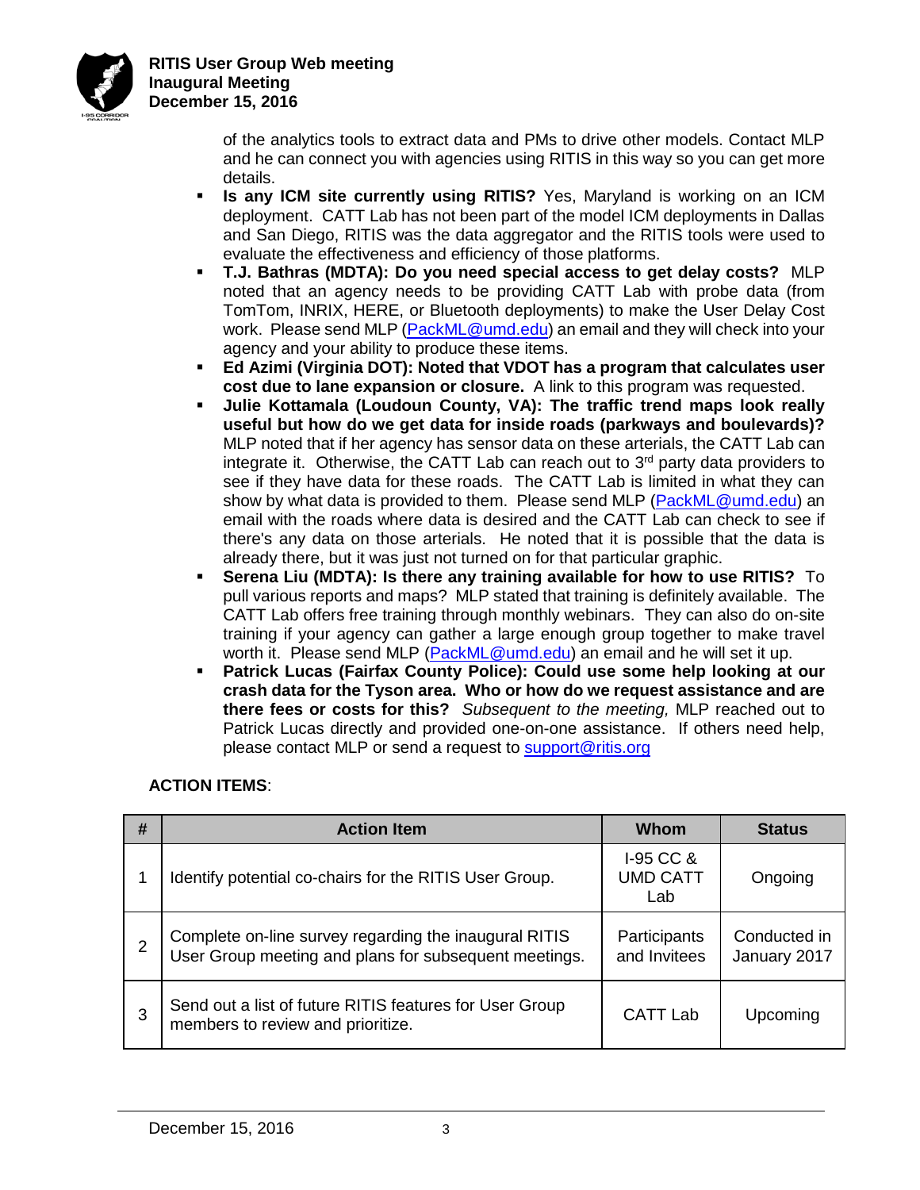of the analytics tools to extract data and PMs to drive other models. Contact MLP and he can connect you with agencies using RITIS in this way so you can get more details.

- **Is any ICM site currently using RITIS?** Yes, Maryland is working on an ICM deployment. CATT Lab has not been part of the model ICM deployments in Dallas and San Diego, RITIS was the data aggregator and the RITIS tools were used to evaluate the effectiveness and efficiency of those platforms.
- **T.J. Bathras (MDTA): Do you need special access to get delay costs?** MLP noted that an agency needs to be providing CATT Lab with probe data (from TomTom, INRIX, HERE, or Bluetooth deployments) to make the User Delay Cost work. Please send MLP (PackML@umd.edu) an email and they will check into your agency and your ability to produce these items.
- **Ed Azimi (Virginia DOT): Noted that VDOT has a program that calculates user cost due to lane expansion or closure.** A link to this program was requested.
- **Julie Kottamala (Loudoun County, VA): The traffic trend maps look really useful but how do we get data for inside roads (parkways and boulevards)?** MLP noted that if her agency has sensor data on these arterials, the CATT Lab can integrate it. Otherwise, the CATT Lab can reach out to 3rd party data providers to see if they have data for these roads. The CATT Lab is limited in what they can show by what data is provided to them. Please send MLP (PackML@umd.edu) an email with the roads where data is desired and the CATT Lab can check to see if there's any data on those arterials. He noted that it is possible that the data is already there, but it was just not turned on for that particular graphic.
- **Serena Liu (MDTA): Is there any training available for how to use RITIS?** To pull various reports and maps? MLP stated that training is definitely available. The CATT Lab offers free training through monthly webinars. They can also do on-site training if your agency can gather a large enough group together to make travel worth it. Please send MLP (PackML@umd.edu) an email and he will set it up.
- **Patrick Lucas (Fairfax County Police): Could use some help looking at our crash data for the Tyson area. Who or how do we request assistance and are there fees or costs for this?** *Subsequent to the meeting,* MLP reached out to Patrick Lucas directly and provided one-on-one assistance. If others need help, please contact MLP or send a request to support@ritis.org

**ACTION ITEMS**:

| # | Action Item | Whom | Status |
|---|---|---|---|
| 1 | Identify potential co-chairs for the RITIS User Group. | I-95 CC & UMD CATT Lab | Ongoing |
| 2 | Complete on-line survey regarding the inaugural RITIS User Group meeting and plans for subsequent meetings. | Participants and Invitees | Conducted in January 2017 |
| 3 | Send out a list of future RITIS features for User Group members to review and prioritize. | CATT Lab | Upcoming |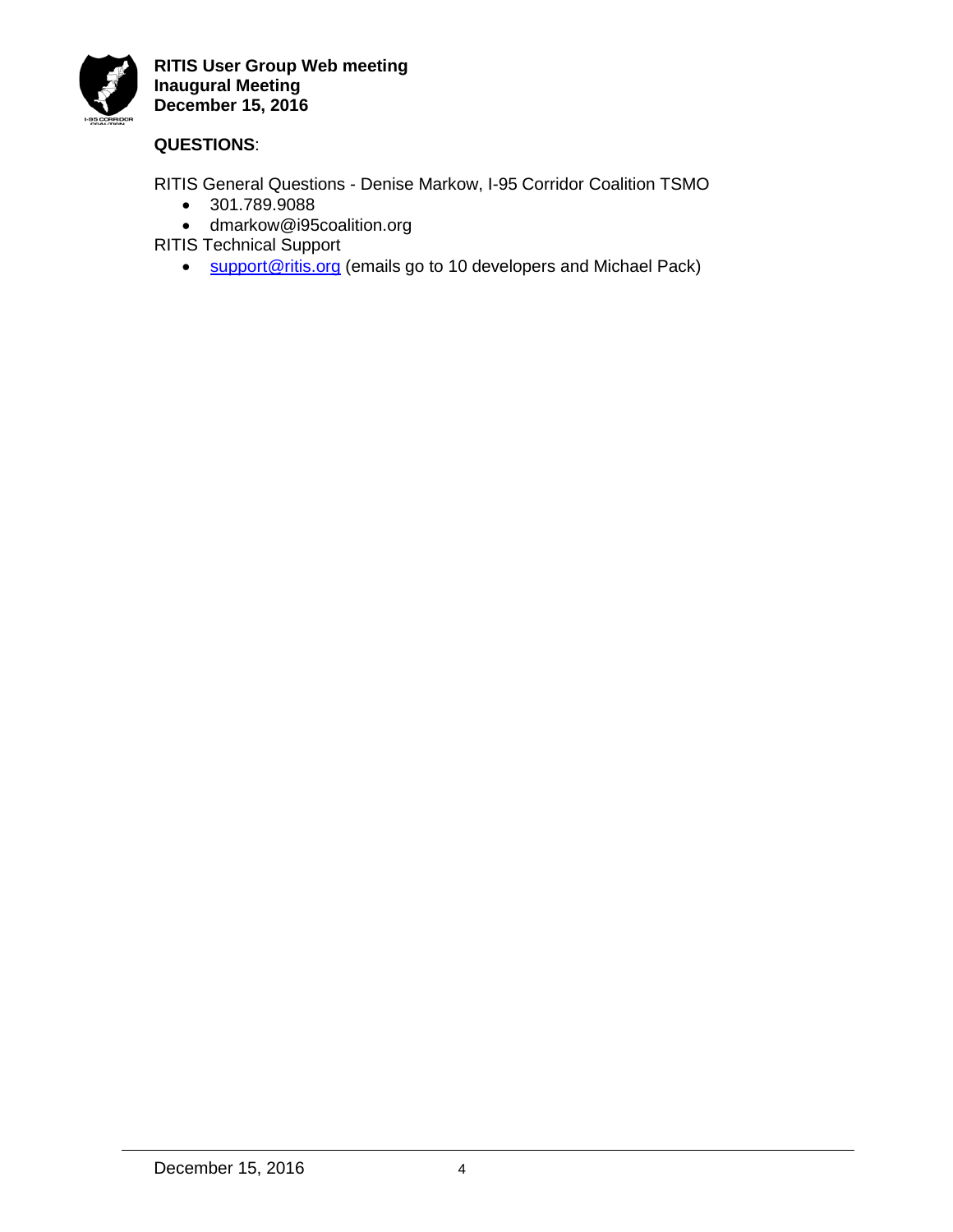**QUESTIONS**:

RITIS General Questions - Denise Markow, I-95 Corridor Coalition TSMO

- 301.789.9088
- dmarkow@i95coalition.org

RITIS Technical Support

- support@ritis.org (emails go to 10 developers and Michael Pack)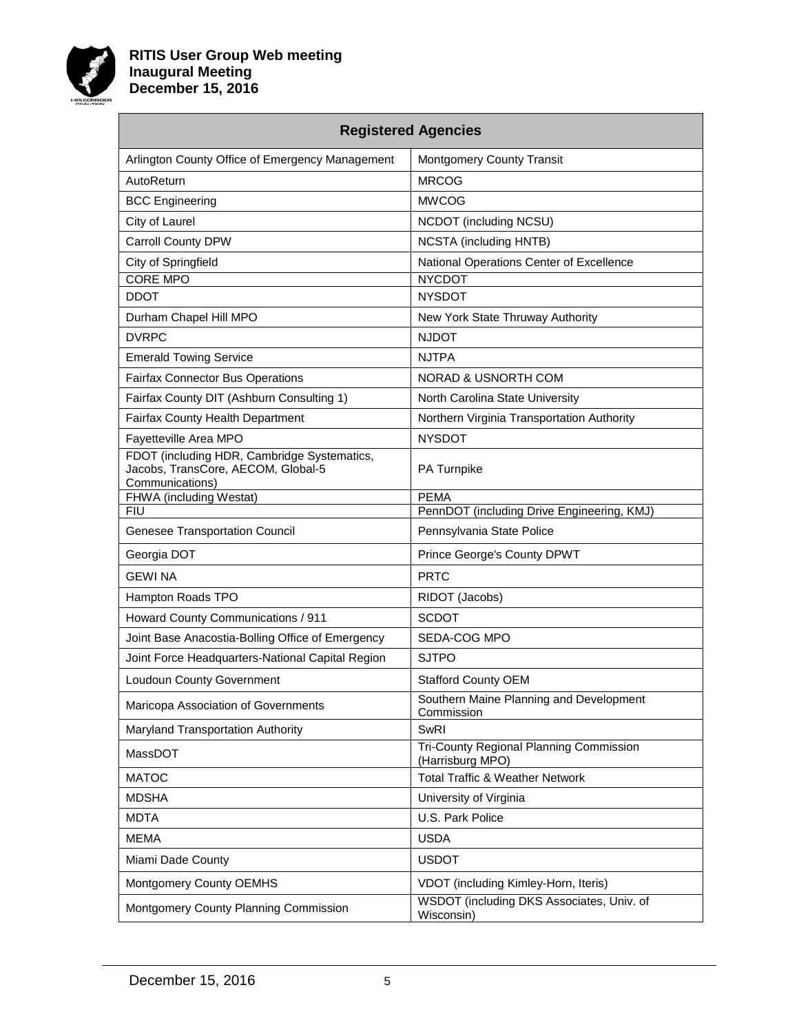| Registered Agencies | |
|---|---|
| Arlington County Office of Emergency Management | Montgomery County Transit |
| AutoReturn | MRCOG |
| BCC Engineering | MWCOG |
| City of Laurel | NCDOT (including NCSU) |
| Carroll County DPW | NCSTA (including HNTB) |
| City of Springfield | National Operations Center of Excellence |
| CORE MPO | NYCDOT |
| DDOT | NYSDOT |
| Durham Chapel Hill MPO | New York State Thruway Authority |
| DVRPC | NJDOT |
| Emerald Towing Service | NJTPA |
| Fairfax Connector Bus Operations | NORAD & USNORTH COM |
| Fairfax County DIT (Ashburn Consulting 1) | North Carolina State University |
| Fairfax County Health Department | Northern Virginia Transportation Authority |
| Fayetteville Area MPO | NYSDOT |
| FDOT (including HDR, Cambridge Systematics, Jacobs, TransCore, AECOM, Global-5 Communications) | PA Turnpike |
| FHWA (including Westat) | PEMA |
| FIU | PennDOT (including Drive Engineering, KMJ) |
| Genesee Transportation Council | Pennsylvania State Police |
| Georgia DOT | Prince George's County DPWT |
| GEWI NA | PRTC |
| Hampton Roads TPO | RIDOT (Jacobs) |
| Howard County Communications / 911 | SCDOT |
| Joint Base Anacostia-Bolling Office of Emergency | SEDA-COG MPO |
| Joint Force Headquarters-National Capital Region | SJTPO |
| Loudoun County Government | Stafford County OEM |
| Maricopa Association of Governments | Southern Maine Planning and Development Commission |
| Maryland Transportation Authority | SwRI |
| MassDOT | Tri-County Regional Planning Commission (Harrisburg MPO) |
| MATOC | Total Traffic & Weather Network |
| MDSHA | University of Virginia |
| MDTA | U.S. Park Police |
| MEMA | USDA |
| Miami Dade County | USDOT |
| Montgomery County OEMHS | VDOT (including Kimley-Horn, Iteris) |
| Montgomery County Planning Commission | WSDOT (including DKS Associates, Univ. of Wisconsin) |